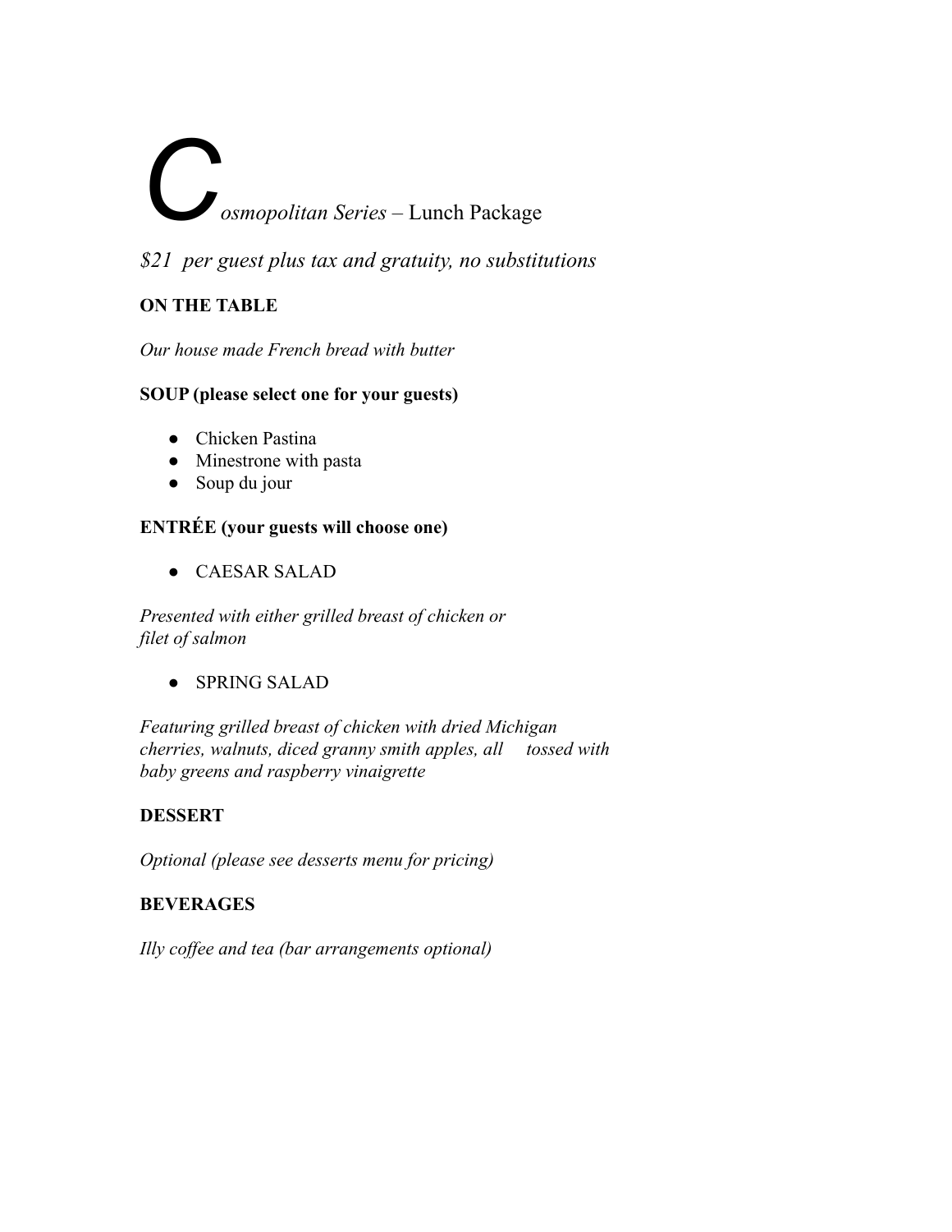# *Cosmopolitan Series* – Lunch Package

*$21 per guest plus tax and gratuity, no substitutions*

**ON THE TABLE**

*Our house made French bread with butter*

**SOUP (please select one for your guests)**

- Chicken Pastina
- Minestrone with pasta
- Soup du jour

**ENTRÉE (your guests will choose one)**

- CAESAR SALAD

*Presented with either grilled breast of chicken or filet of salmon*

- SPRING SALAD

*Featuring grilled breast of chicken with dried Michigan cherries, walnuts, diced granny smith apples, all tossed with baby greens and raspberry vinaigrette*

**DESSERT**

*Optional (please see desserts menu for pricing)*

**BEVERAGES**

*Illy coffee and tea (bar arrangements optional)*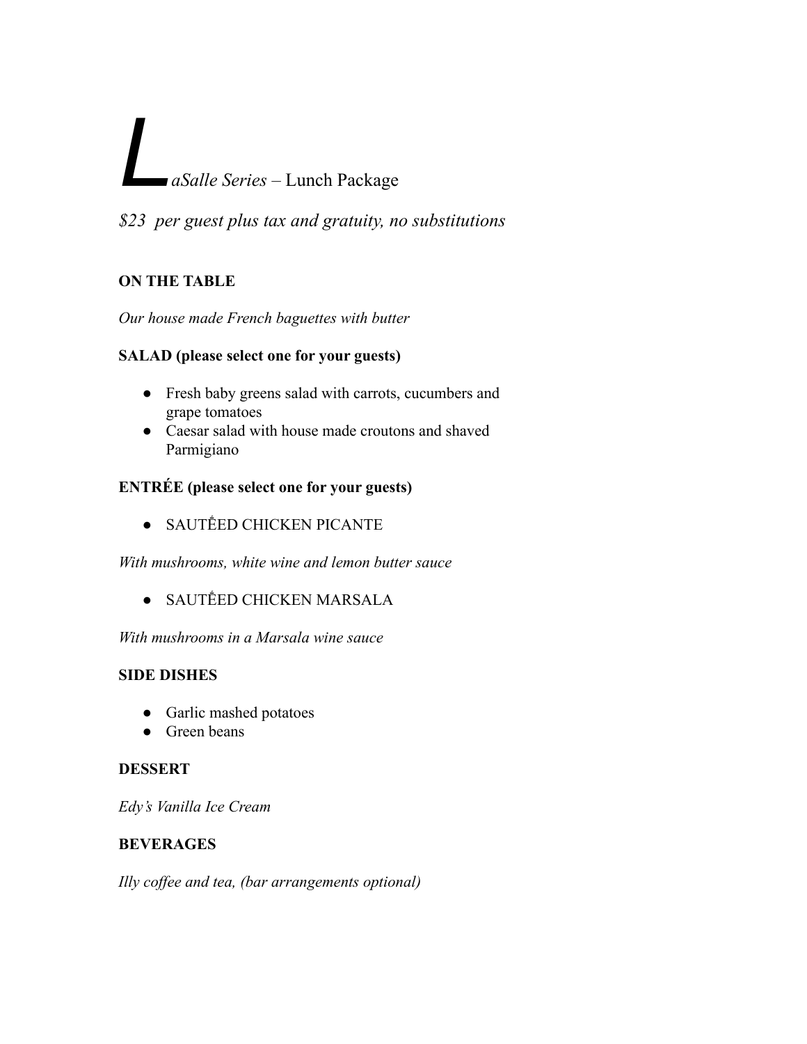# *LaSalle Series* – Lunch Package

*$23  per guest plus tax and gratuity, no substitutions*

**ON THE TABLE**

*Our house made French baguettes with butter*

**SALAD (please select one for your guests)**

- Fresh baby greens salad with carrots, cucumbers and grape tomatoes
- Caesar salad with house made croutons and shaved Parmigiano

**ENTRÉE (please select one for your guests)**

- SAUTẾED CHICKEN PICANTE

*With mushrooms, white wine and lemon butter sauce*

- SAUTẾED CHICKEN MARSALA

*With mushrooms in a Marsala wine sauce*

**SIDE DISHES**

- Garlic mashed potatoes
- Green beans

**DESSERT**

*Edy's Vanilla Ice Cream*

**BEVERAGES**

*Illy coffee and tea, (bar arrangements optional)*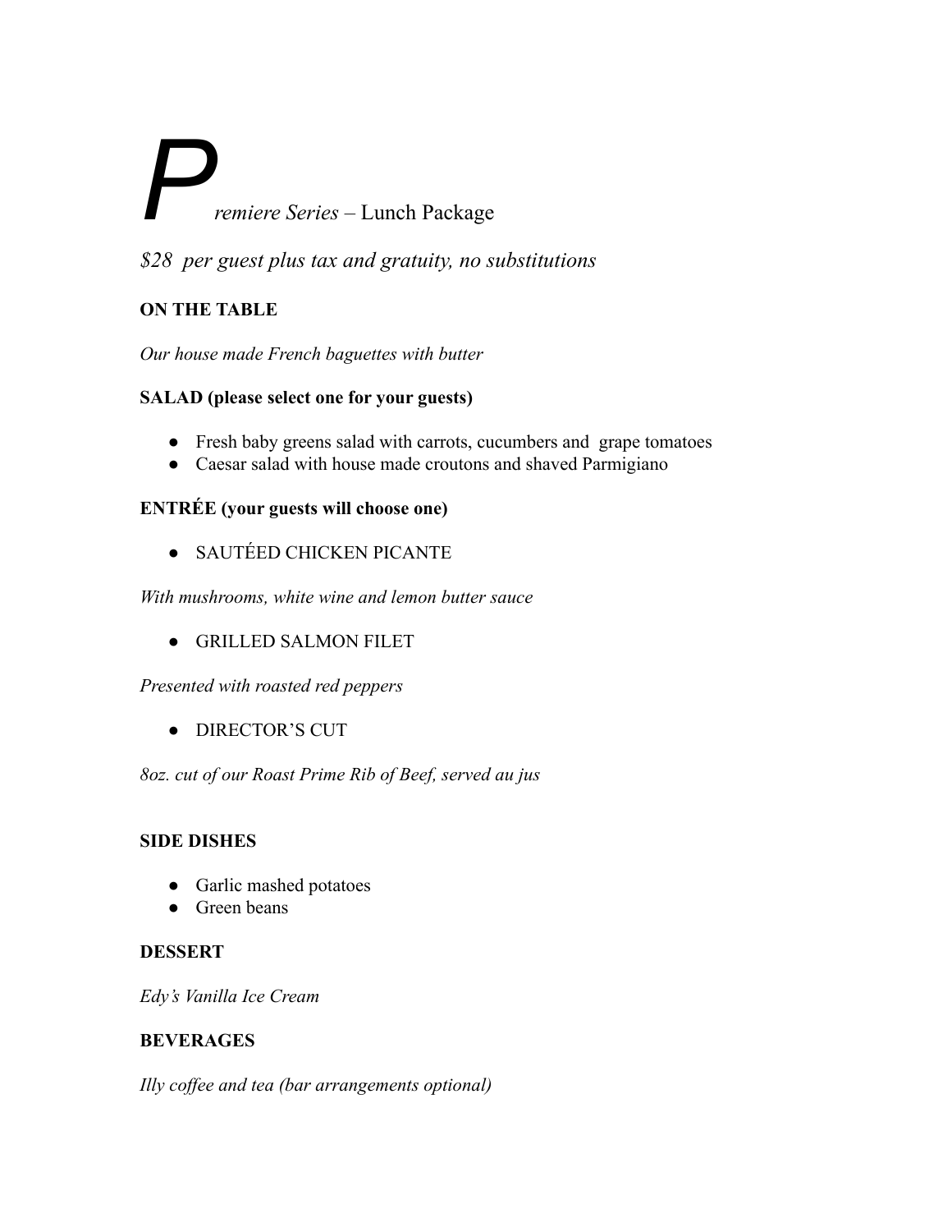# P*remiere Series* – Lunch Package

*$28 per guest plus tax and gratuity, no substitutions*

**ON THE TABLE**

*Our house made French baguettes with butter*

**SALAD (please select one for your guests)**

- Fresh baby greens salad with carrots, cucumbers and grape tomatoes
- Caesar salad with house made croutons and shaved Parmigiano

**ENTRÉE (your guests will choose one)**

- SAUTÉED CHICKEN PICANTE

*With mushrooms, white wine and lemon butter sauce*

- GRILLED SALMON FILET

*Presented with roasted red peppers*

- DIRECTOR'S CUT

*8oz. cut of our Roast Prime Rib of Beef, served au jus*

**SIDE DISHES**

- Garlic mashed potatoes
- Green beans

**DESSERT**

*Edy's Vanilla Ice Cream*

**BEVERAGES**

*Illy coffee and tea (bar arrangements optional)*